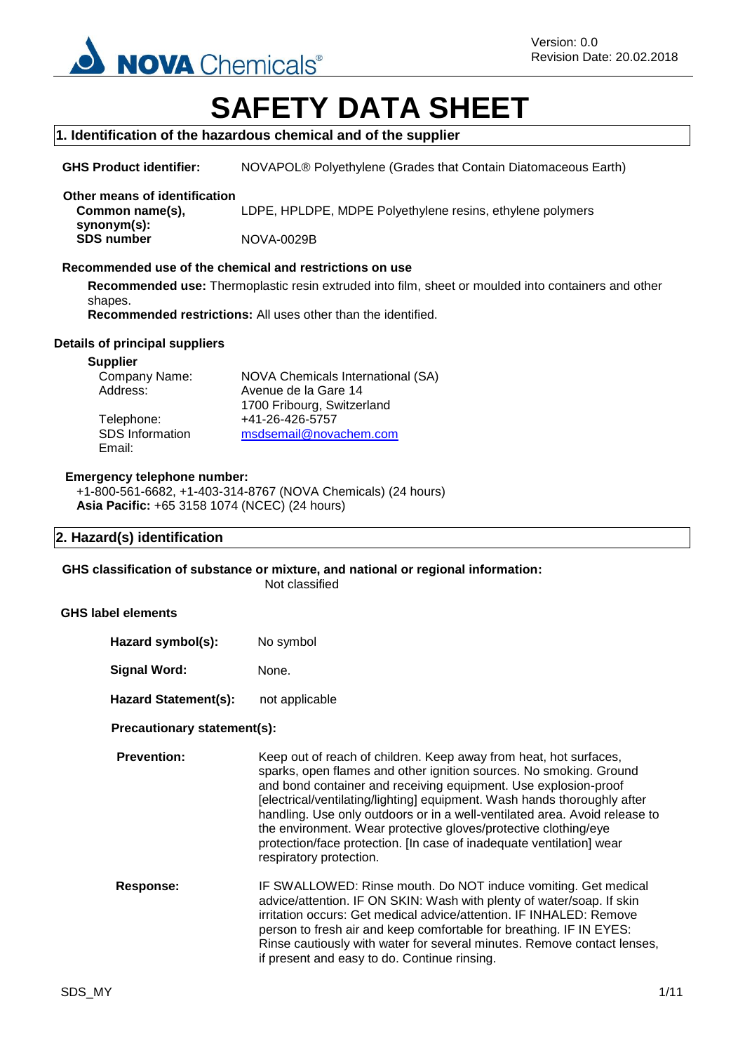Version: 0.0
Revision Date: 20.02.2018

# SAFETY DATA SHEET

## 1. Identification of the hazardous chemical and of the supplier

**GHS Product identifier:** NOVAPOL® Polyethylene (Grades that Contain Diatomaceous Earth)

**Other means of identification**

**Common name(s), synonym(s):** LDPE, HPLDPE, MDPE Polyethylene resins, ethylene polymers

**SDS number** NOVA-0029B

**Recommended use of the chemical and restrictions on use**

**Recommended use:** Thermoplastic resin extruded into film, sheet or moulded into containers and other shapes.
**Recommended restrictions:** All uses other than the identified.

**Details of principal suppliers**

**Supplier**

Company Name: NOVA Chemicals International (SA)
Address: Avenue de la Gare 14
1700 Fribourg, Switzerland
Telephone: +41-26-426-5757
SDS Information Email: msdsemail@novachem.com

**Emergency telephone number:**
+1-800-561-6682, +1-403-314-8767 (NOVA Chemicals) (24 hours)
**Asia Pacific:** +65 3158 1074 (NCEC) (24 hours)

## 2. Hazard(s) identification

**GHS classification of substance or mixture, and national or regional information:**
Not classified

**GHS label elements**

**Hazard symbol(s):** No symbol

**Signal Word:** None.

**Hazard Statement(s):** not applicable

**Precautionary statement(s):**

**Prevention:** Keep out of reach of children. Keep away from heat, hot surfaces, sparks, open flames and other ignition sources. No smoking. Ground and bond container and receiving equipment. Use explosion-proof [electrical/ventilating/lighting] equipment. Wash hands thoroughly after handling. Use only outdoors or in a well-ventilated area. Avoid release to the environment. Wear protective gloves/protective clothing/eye protection/face protection. [In case of inadequate ventilation] wear respiratory protection.

**Response:** IF SWALLOWED: Rinse mouth. Do NOT induce vomiting. Get medical advice/attention. IF ON SKIN: Wash with plenty of water/soap. If skin irritation occurs: Get medical advice/attention. IF INHALED: Remove person to fresh air and keep comfortable for breathing. IF IN EYES: Rinse cautiously with water for several minutes. Remove contact lenses, if present and easy to do. Continue rinsing.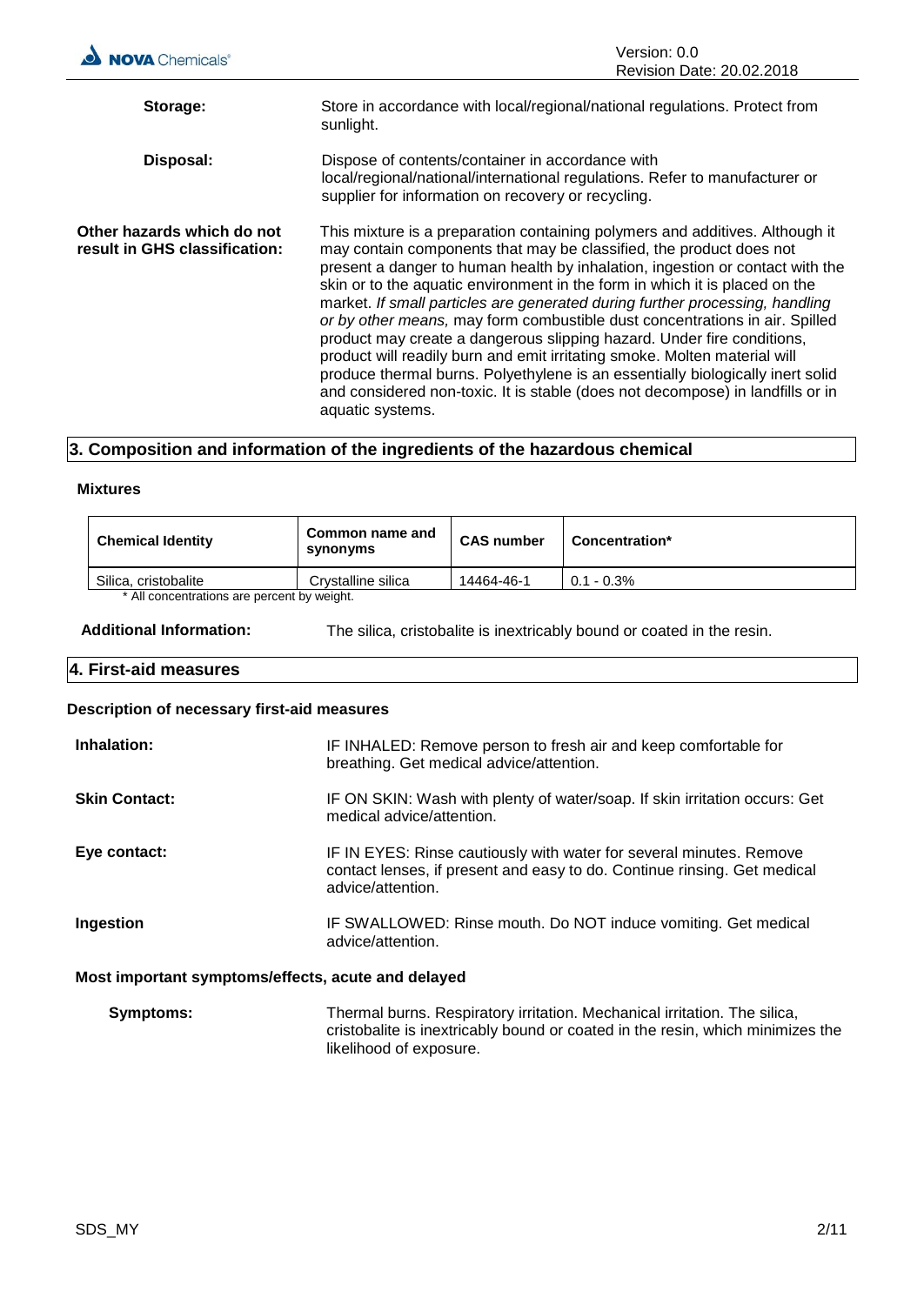**Storage:** Store in accordance with local/regional/national regulations. Protect from sunlight.

**Disposal:** Dispose of contents/container in accordance with local/regional/national/international regulations. Refer to manufacturer or supplier for information on recovery or recycling.

**Other hazards which do not result in GHS classification:** This mixture is a preparation containing polymers and additives. Although it may contain components that may be classified, the product does not present a danger to human health by inhalation, ingestion or contact with the skin or to the aquatic environment in the form in which it is placed on the market. *If small particles are generated during further processing, handling or by other means,* may form combustible dust concentrations in air. Spilled product may create a dangerous slipping hazard. Under fire conditions, product will readily burn and emit irritating smoke. Molten material will produce thermal burns. Polyethylene is an essentially biologically inert solid and considered non-toxic. It is stable (does not decompose) in landfills or in aquatic systems.

## 3. Composition and information of the ingredients of the hazardous chemical

### Mixtures

| Chemical Identity | Common name and synonyms | CAS number | Concentration* |
|---|---|---|---|
| Silica, cristobalite | Crystalline silica | 14464-46-1 | 0.1 - 0.3% |

* All concentrations are percent by weight.

**Additional Information:** The silica, cristobalite is inextricably bound or coated in the resin.

## 4. First-aid measures

### Description of necessary first-aid measures

**Inhalation:** IF INHALED: Remove person to fresh air and keep comfortable for breathing. Get medical advice/attention.

**Skin Contact:** IF ON SKIN: Wash with plenty of water/soap. If skin irritation occurs: Get medical advice/attention.

**Eye contact:** IF IN EYES: Rinse cautiously with water for several minutes. Remove contact lenses, if present and easy to do. Continue rinsing. Get medical advice/attention.

**Ingestion** IF SWALLOWED: Rinse mouth. Do NOT induce vomiting. Get medical advice/attention.

### Most important symptoms/effects, acute and delayed

**Symptoms:** Thermal burns. Respiratory irritation. Mechanical irritation. The silica, cristobalite is inextricably bound or coated in the resin, which minimizes the likelihood of exposure.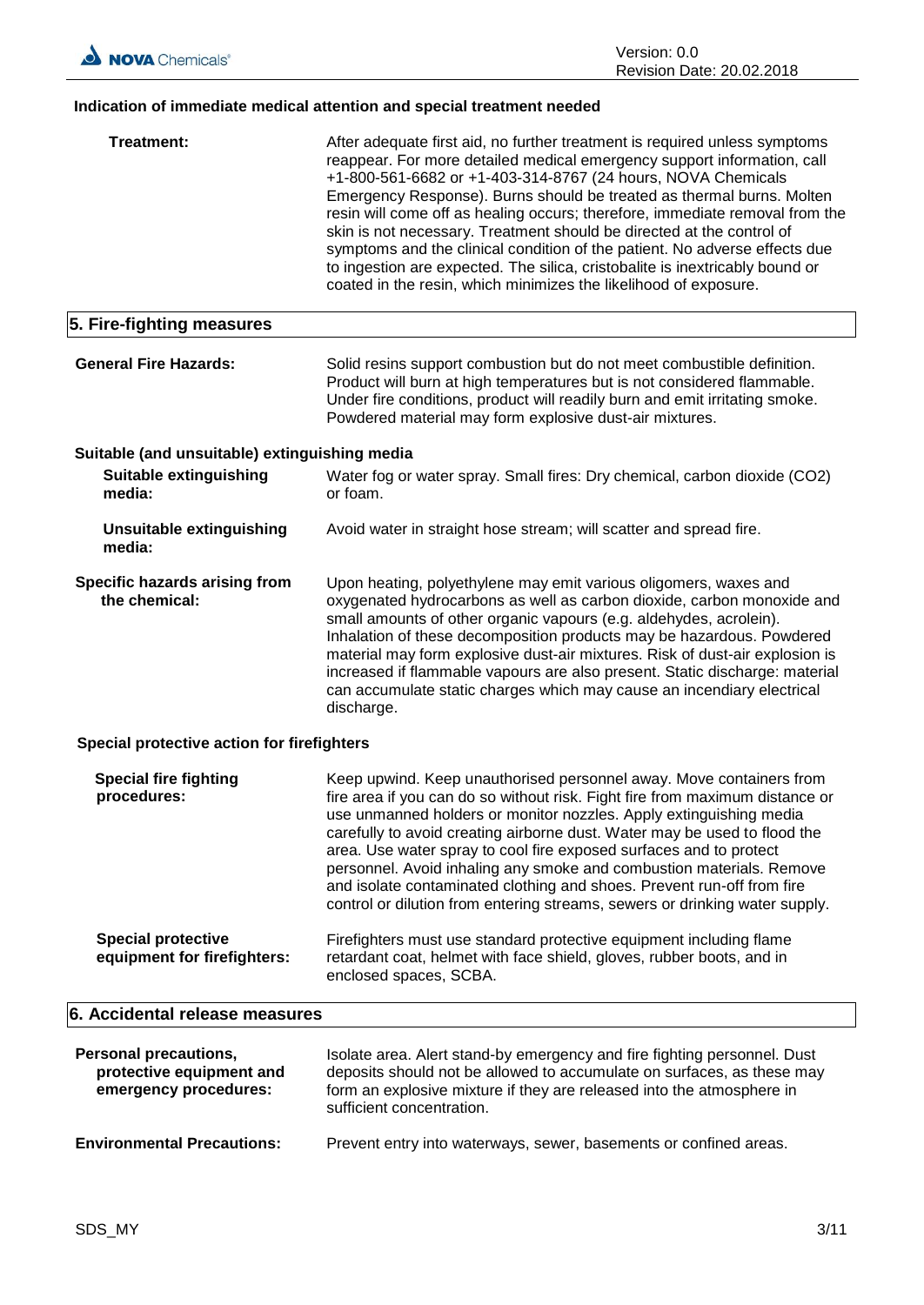### Indication of immediate medical attention and special treatment needed

**Treatment:** After adequate first aid, no further treatment is required unless symptoms reappear. For more detailed medical emergency support information, call +1-800-561-6682 or +1-403-314-8767 (24 hours, NOVA Chemicals Emergency Response). Burns should be treated as thermal burns. Molten resin will come off as healing occurs; therefore, immediate removal from the skin is not necessary. Treatment should be directed at the control of symptoms and the clinical condition of the patient. No adverse effects due to ingestion are expected. The silica, cristobalite is inextricably bound or coated in the resin, which minimizes the likelihood of exposure.

## 5. Fire-fighting measures

**General Fire Hazards:** Solid resins support combustion but do not meet combustible definition. Product will burn at high temperatures but is not considered flammable. Under fire conditions, product will readily burn and emit irritating smoke. Powdered material may form explosive dust-air mixtures.

### Suitable (and unsuitable) extinguishing media

**Suitable extinguishing media:** Water fog or water spray. Small fires: Dry chemical, carbon dioxide ($CO_2$) or foam.

**Unsuitable extinguishing media:** Avoid water in straight hose stream; will scatter and spread fire.

**Specific hazards arising from the chemical:** Upon heating, polyethylene may emit various oligomers, waxes and oxygenated hydrocarbons as well as carbon dioxide, carbon monoxide and small amounts of other organic vapours (e.g. aldehydes, acrolein). Inhalation of these decomposition products may be hazardous. Powdered material may form explosive dust-air mixtures. Risk of dust-air explosion is increased if flammable vapours are also present. Static discharge: material can accumulate static charges which may cause an incendiary electrical discharge.

### Special protective action for firefighters

**Special fire fighting procedures:** Keep upwind. Keep unauthorised personnel away. Move containers from fire area if you can do so without risk. Fight fire from maximum distance or use unmanned holders or monitor nozzles. Apply extinguishing media carefully to avoid creating airborne dust. Water may be used to flood the area. Use water spray to cool fire exposed surfaces and to protect personnel. Avoid inhaling any smoke and combustion materials. Remove and isolate contaminated clothing and shoes. Prevent run-off from fire control or dilution from entering streams, sewers or drinking water supply.

**Special protective equipment for firefighters:** Firefighters must use standard protective equipment including flame retardant coat, helmet with face shield, gloves, rubber boots, and in enclosed spaces, SCBA.

## 6. Accidental release measures

**Personal precautions, protective equipment and emergency procedures:** Isolate area. Alert stand-by emergency and fire fighting personnel. Dust deposits should not be allowed to accumulate on surfaces, as these may form an explosive mixture if they are released into the atmosphere in sufficient concentration.

**Environmental Precautions:** Prevent entry into waterways, sewer, basements or confined areas.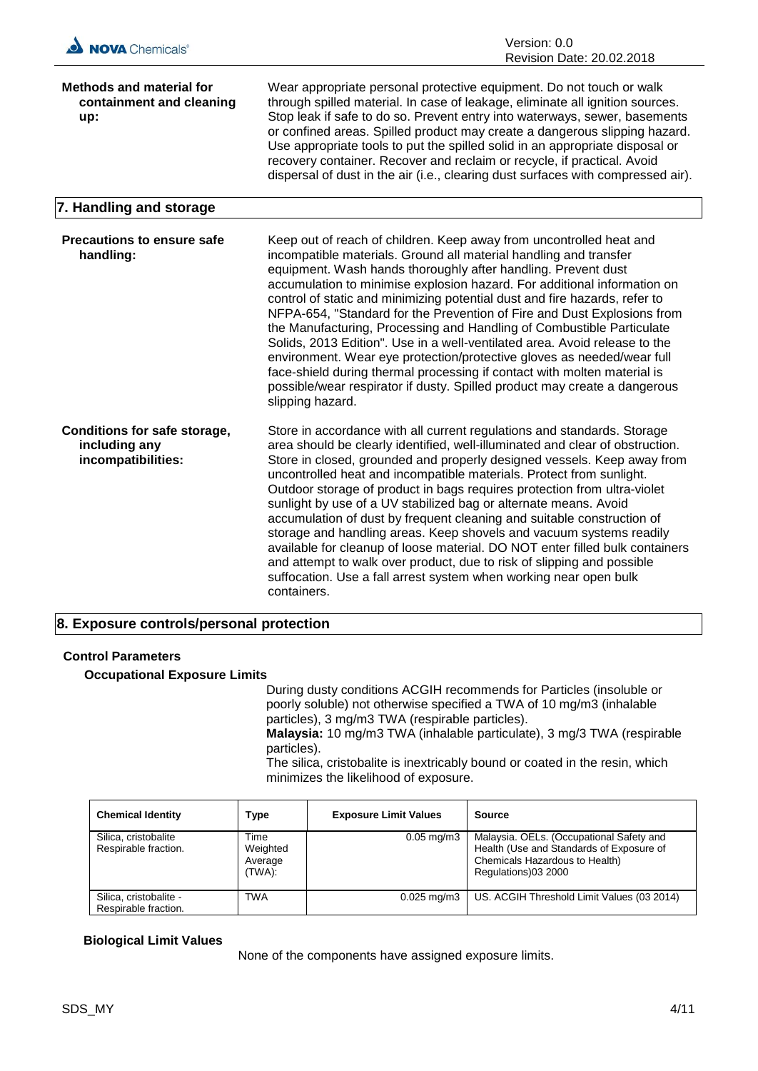**Methods and material for containment and cleaning up:** Wear appropriate personal protective equipment. Do not touch or walk through spilled material. In case of leakage, eliminate all ignition sources. Stop leak if safe to do so. Prevent entry into waterways, sewer, basements or confined areas. Spilled product may create a dangerous slipping hazard. Use appropriate tools to put the spilled solid in an appropriate disposal or recovery container. Recover and reclaim or recycle, if practical. Avoid dispersal of dust in the air (i.e., clearing dust surfaces with compressed air).

## 7. Handling and storage

**Precautions to ensure safe handling:** Keep out of reach of children. Keep away from uncontrolled heat and incompatible materials. Ground all material handling and transfer equipment. Wash hands thoroughly after handling. Prevent dust accumulation to minimise explosion hazard. For additional information on control of static and minimizing potential dust and fire hazards, refer to NFPA-654, "Standard for the Prevention of Fire and Dust Explosions from the Manufacturing, Processing and Handling of Combustible Particulate Solids, 2013 Edition". Use in a well-ventilated area. Avoid release to the environment. Wear eye protection/protective gloves as needed/wear full face-shield during thermal processing if contact with molten material is possible/wear respirator if dusty. Spilled product may create a dangerous slipping hazard.

**Conditions for safe storage, including any incompatibilities:** Store in accordance with all current regulations and standards. Storage area should be clearly identified, well-illuminated and clear of obstruction. Store in closed, grounded and properly designed vessels. Keep away from uncontrolled heat and incompatible materials. Protect from sunlight. Outdoor storage of product in bags requires protection from ultra-violet sunlight by use of a UV stabilized bag or alternate means. Avoid accumulation of dust by frequent cleaning and suitable construction of storage and handling areas. Keep shovels and vacuum systems readily available for cleanup of loose material. DO NOT enter filled bulk containers and attempt to walk over product, due to risk of slipping and possible suffocation. Use a fall arrest system when working near open bulk containers.

## 8. Exposure controls/personal protection

### Control Parameters

#### Occupational Exposure Limits

During dusty conditions ACGIH recommends for Particles (insoluble or poorly soluble) not otherwise specified a TWA of 10 mg/m3 (inhalable particles), 3 mg/m3 TWA (respirable particles).
**Malaysia:** 10 mg/m3 TWA (inhalable particulate), 3 mg/3 TWA (respirable particles).
The silica, cristobalite is inextricably bound or coated in the resin, which minimizes the likelihood of exposure.

| Chemical Identity | Type | Exposure Limit Values | Source |
|---|---|---|---|
| Silica, cristobalite Respirable fraction. | Time Weighted Average (TWA): | 0.05 mg/m3 | Malaysia. OELs. (Occupational Safety and Health (Use and Standards of Exposure of Chemicals Hazardous to Health) Regulations)03 2000 |
| Silica, cristobalite - Respirable fraction. | TWA | 0.025 mg/m3 | US. ACGIH Threshold Limit Values (03 2014) |

#### Biological Limit Values

None of the components have assigned exposure limits.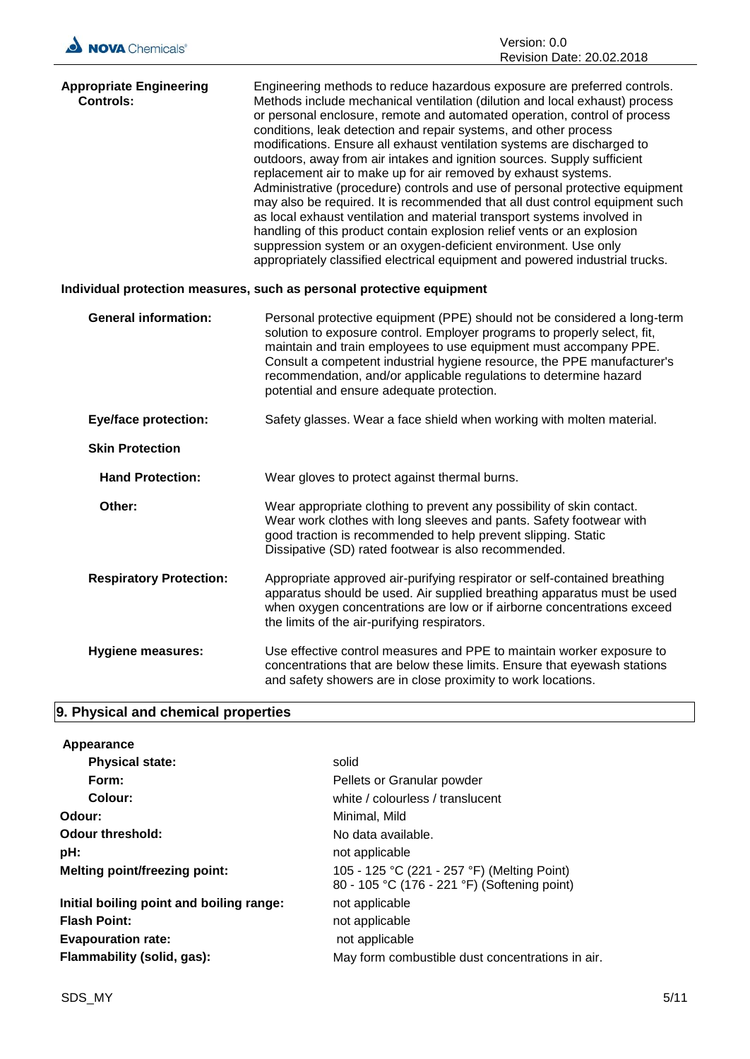**Appropriate Engineering Controls:** Engineering methods to reduce hazardous exposure are preferred controls. Methods include mechanical ventilation (dilution and local exhaust) process or personal enclosure, remote and automated operation, control of process conditions, leak detection and repair systems, and other process modifications. Ensure all exhaust ventilation systems are discharged to outdoors, away from air intakes and ignition sources. Supply sufficient replacement air to make up for air removed by exhaust systems. Administrative (procedure) controls and use of personal protective equipment may also be required. It is recommended that all dust control equipment such as local exhaust ventilation and material transport systems involved in handling of this product contain explosion relief vents or an explosion suppression system or an oxygen-deficient environment. Use only appropriately classified electrical equipment and powered industrial trucks.

**Individual protection measures, such as personal protective equipment**

**General information:** Personal protective equipment (PPE) should not be considered a long-term solution to exposure control. Employer programs to properly select, fit, maintain and train employees to use equipment must accompany PPE. Consult a competent industrial hygiene resource, the PPE manufacturer's recommendation, and/or applicable regulations to determine hazard potential and ensure adequate protection.

**Eye/face protection:** Safety glasses. Wear a face shield when working with molten material.

**Skin Protection**

**Hand Protection:** Wear gloves to protect against thermal burns.

**Other:** Wear appropriate clothing to prevent any possibility of skin contact. Wear work clothes with long sleeves and pants. Safety footwear with good traction is recommended to help prevent slipping. Static Dissipative (SD) rated footwear is also recommended.

**Respiratory Protection:** Appropriate approved air-purifying respirator or self-contained breathing apparatus should be used. Air supplied breathing apparatus must be used when oxygen concentrations are low or if airborne concentrations exceed the limits of the air-purifying respirators.

**Hygiene measures:** Use effective control measures and PPE to maintain worker exposure to concentrations that are below these limits. Ensure that eyewash stations and safety showers are in close proximity to work locations.

## 9. Physical and chemical properties

**Appearance**

| | |
|---|---|
| **Physical state:** | solid |
| **Form:** | Pellets or Granular powder |
| **Colour:** | white / colourless / translucent |
| **Odour:** | Minimal, Mild |
| **Odour threshold:** | No data available. |
| **pH:** | not applicable |
| **Melting point/freezing point:** | 105 - 125 °C (221 - 257 °F) (Melting Point)<br>80 - 105 °C (176 - 221 °F) (Softening point) |
| **Initial boiling point and boiling range:** | not applicable |
| **Flash Point:** | not applicable |
| **Evapouration rate:** | not applicable |
| **Flammability (solid, gas):** | May form combustible dust concentrations in air. |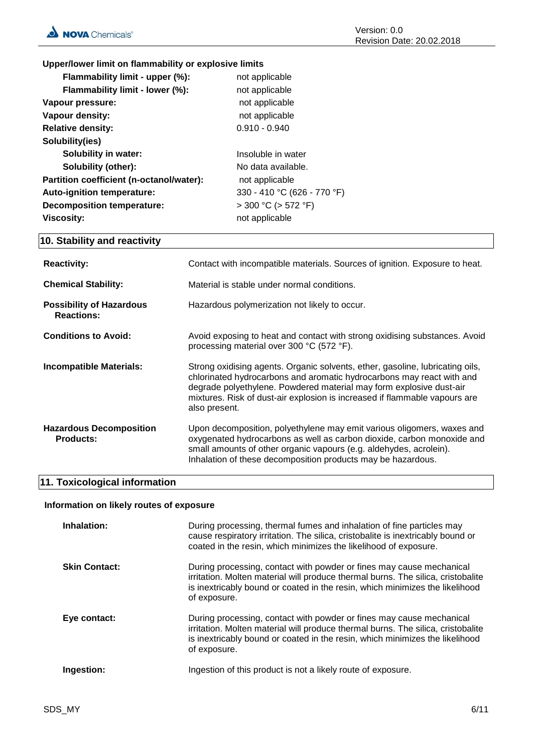**Upper/lower limit on flammability or explosive limits**

| | |
|---|---|
| **Flammability limit - upper (%):** | not applicable |
| **Flammability limit - lower (%):** | not applicable |
| **Vapour pressure:** | not applicable |
| **Vapour density:** | not applicable |
| **Relative density:** | 0.910 - 0.940 |
| **Solubility(ies)** | |
| **Solubility in water:** | Insoluble in water |
| **Solubility (other):** | No data available. |
| **Partition coefficient (n-octanol/water):** | not applicable |
| **Auto-ignition temperature:** | 330 - 410 °C (626 - 770 °F) |
| **Decomposition temperature:** | > 300 °C (> 572 °F) |
| **Viscosity:** | not applicable |

## 10. Stability and reactivity

**Reactivity:** Contact with incompatible materials. Sources of ignition. Exposure to heat.

**Chemical Stability:** Material is stable under normal conditions.

**Possibility of Hazardous Reactions:** Hazardous polymerization not likely to occur.

**Conditions to Avoid:** Avoid exposing to heat and contact with strong oxidising substances. Avoid processing material over 300 °C (572 °F).

**Incompatible Materials:** Strong oxidising agents. Organic solvents, ether, gasoline, lubricating oils, chlorinated hydrocarbons and aromatic hydrocarbons may react with and degrade polyethylene. Powdered material may form explosive dust-air mixtures. Risk of dust-air explosion is increased if flammable vapours are also present.

**Hazardous Decomposition Products:** Upon decomposition, polyethylene may emit various oligomers, waxes and oxygenated hydrocarbons as well as carbon dioxide, carbon monoxide and small amounts of other organic vapours (e.g. aldehydes, acrolein). Inhalation of these decomposition products may be hazardous.

## 11. Toxicological information

**Information on likely routes of exposure**

**Inhalation:** During processing, thermal fumes and inhalation of fine particles may cause respiratory irritation. The silica, cristobalite is inextricably bound or coated in the resin, which minimizes the likelihood of exposure.

**Skin Contact:** During processing, contact with powder or fines may cause mechanical irritation. Molten material will produce thermal burns. The silica, cristobalite is inextricably bound or coated in the resin, which minimizes the likelihood of exposure.

**Eye contact:** During processing, contact with powder or fines may cause mechanical irritation. Molten material will produce thermal burns. The silica, cristobalite is inextricably bound or coated in the resin, which minimizes the likelihood of exposure.

**Ingestion:** Ingestion of this product is not a likely route of exposure.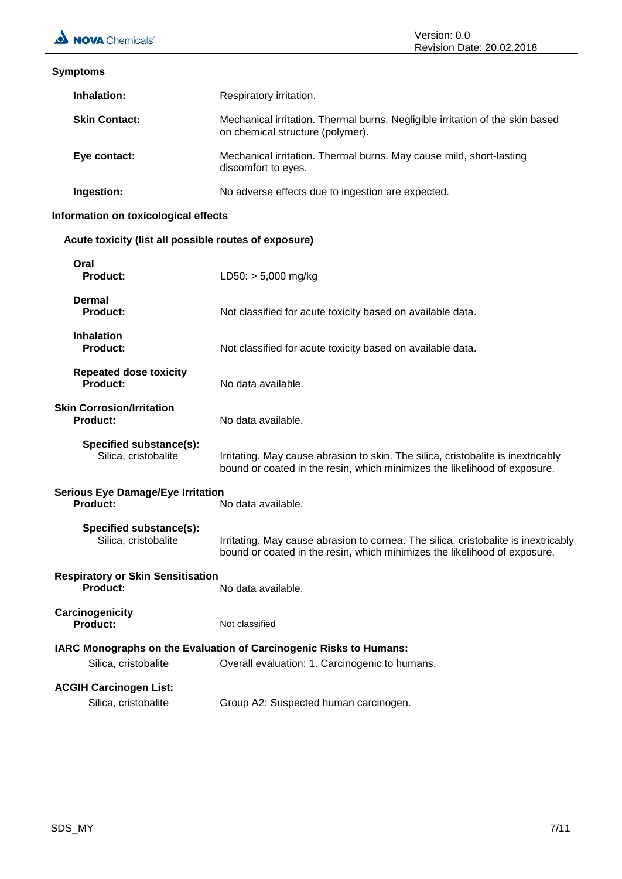**Symptoms**

**Inhalation:** Respiratory irritation.

**Skin Contact:** Mechanical irritation. Thermal burns. Negligible irritation of the skin based on chemical structure (polymer).

**Eye contact:** Mechanical irritation. Thermal burns. May cause mild, short-lasting discomfort to eyes.

**Ingestion:** No adverse effects due to ingestion are expected.

**Information on toxicological effects**

**Acute toxicity (list all possible routes of exposure)**

**Oral**
**Product:** LD50: > 5,000 mg/kg

**Dermal**
**Product:** Not classified for acute toxicity based on available data.

**Inhalation**
**Product:** Not classified for acute toxicity based on available data.

**Repeated dose toxicity**
**Product:** No data available.

**Skin Corrosion/Irritation**
**Product:** No data available.

**Specified substance(s):**
Silica, cristobalite: Irritating. May cause abrasion to skin. The silica, cristobalite is inextricably bound or coated in the resin, which minimizes the likelihood of exposure.

**Serious Eye Damage/Eye Irritation**
**Product:** No data available.

**Specified substance(s):**
Silica, cristobalite: Irritating. May cause abrasion to cornea. The silica, cristobalite is inextricably bound or coated in the resin, which minimizes the likelihood of exposure.

**Respiratory or Skin Sensitisation**
**Product:** No data available.

**Carcinogenicity**
**Product:** Not classified

**IARC Monographs on the Evaluation of Carcinogenic Risks to Humans:**
Silica, cristobalite: Overall evaluation: 1. Carcinogenic to humans.

**ACGIH Carcinogen List:**
Silica, cristobalite: Group A2: Suspected human carcinogen.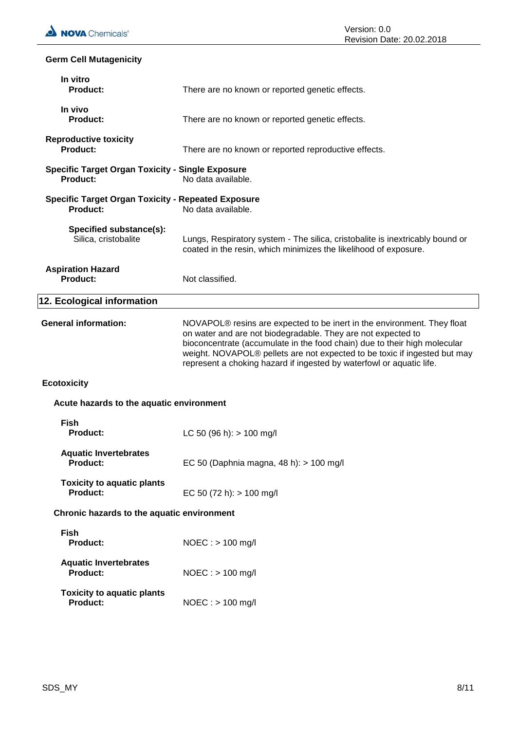**Germ Cell Mutagenicity**

**In vitro**

**Product:** There are no known or reported genetic effects.

**In vivo**

**Product:** There are no known or reported genetic effects.

**Reproductive toxicity**

**Product:** There are no known or reported reproductive effects.

**Specific Target Organ Toxicity - Single Exposure**

**Product:** No data available.

**Specific Target Organ Toxicity - Repeated Exposure**

**Product:** No data available.

**Specified substance(s):**

Silica, cristobalite: Lungs, Respiratory system - The silica, cristobalite is inextricably bound or coated in the resin, which minimizes the likelihood of exposure.

**Aspiration Hazard**

**Product:** Not classified.

## 12. Ecological information

**General information:** NOVAPOL® resins are expected to be inert in the environment. They float on water and are not biodegradable. They are not expected to bioconcentrate (accumulate in the food chain) due to their high molecular weight. NOVAPOL® pellets are not expected to be toxic if ingested but may represent a choking hazard if ingested by waterfowl or aquatic life.

**Ecotoxicity**

**Acute hazards to the aquatic environment**

**Fish**

**Product:** LC 50 (96 h): > 100 mg/l

**Aquatic Invertebrates**

**Product:** EC 50 (Daphnia magna, 48 h): > 100 mg/l

**Toxicity to aquatic plants**

**Product:** EC 50 (72 h): > 100 mg/l

**Chronic hazards to the aquatic environment**

**Fish**

**Product:** NOEC : > 100 mg/l

**Aquatic Invertebrates**

**Product:** NOEC : > 100 mg/l

**Toxicity to aquatic plants**

**Product:** NOEC : > 100 mg/l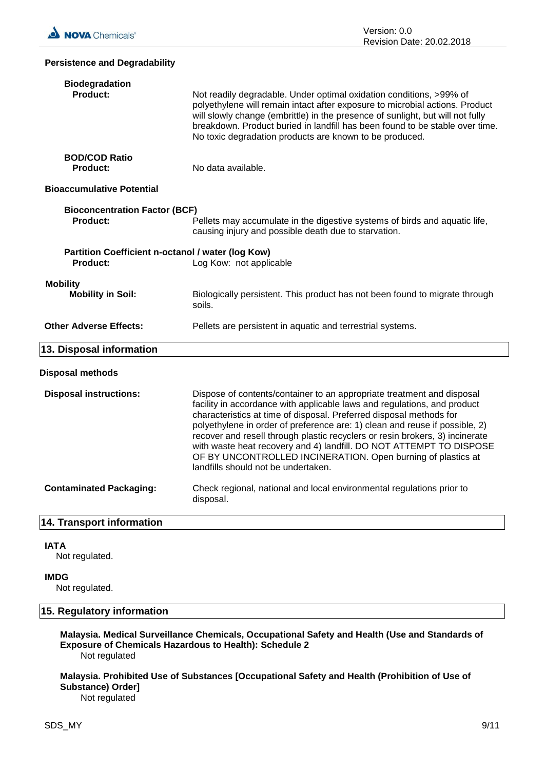**Persistence and Degradability**

**Biodegradation**

**Product:** Not readily degradable. Under optimal oxidation conditions, >99% of polyethylene will remain intact after exposure to microbial actions. Product will slowly change (embrittle) in the presence of sunlight, but will not fully breakdown. Product buried in landfill has been found to be stable over time. No toxic degradation products are known to be produced.

**BOD/COD Ratio**

**Product:** No data available.

**Bioaccumulative Potential**

**Bioconcentration Factor (BCF)**

**Product:** Pellets may accumulate in the digestive systems of birds and aquatic life, causing injury and possible death due to starvation.

**Partition Coefficient n-octanol / water (log Kow)**

**Product:** Log Kow: not applicable

**Mobility**

**Mobility in Soil:** Biologically persistent. This product has not been found to migrate through soils.

**Other Adverse Effects:** Pellets are persistent in aquatic and terrestrial systems.

## 13. Disposal information

**Disposal methods**

**Disposal instructions:** Dispose of contents/container to an appropriate treatment and disposal facility in accordance with applicable laws and regulations, and product characteristics at time of disposal. Preferred disposal methods for polyethylene in order of preference are: 1) clean and reuse if possible, 2) recover and resell through plastic recyclers or resin brokers, 3) incinerate with waste heat recovery and 4) landfill. DO NOT ATTEMPT TO DISPOSE OF BY UNCONTROLLED INCINERATION. Open burning of plastics at landfills should not be undertaken.

**Contaminated Packaging:** Check regional, national and local environmental regulations prior to disposal.

## 14. Transport information

**IATA**

Not regulated.

**IMDG**

Not regulated.

## 15. Regulatory information

**Malaysia. Medical Surveillance Chemicals, Occupational Safety and Health (Use and Standards of Exposure of Chemicals Hazardous to Health): Schedule 2**

Not regulated

**Malaysia. Prohibited Use of Substances [Occupational Safety and Health (Prohibition of Use of Substance) Order]**

Not regulated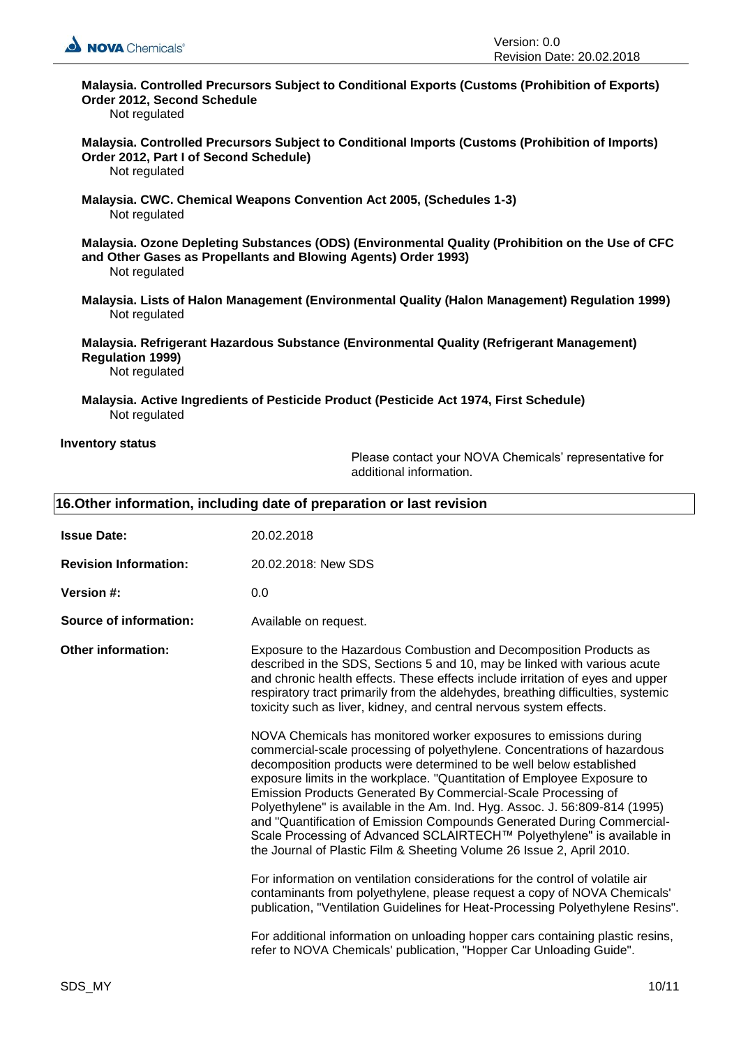**Malaysia. Controlled Precursors Subject to Conditional Exports (Customs (Prohibition of Exports) Order 2012, Second Schedule**

Not regulated

**Malaysia. Controlled Precursors Subject to Conditional Imports (Customs (Prohibition of Imports) Order 2012, Part I of Second Schedule)**

Not regulated

**Malaysia. CWC. Chemical Weapons Convention Act 2005, (Schedules 1-3)**

Not regulated

**Malaysia. Ozone Depleting Substances (ODS) (Environmental Quality (Prohibition on the Use of CFC and Other Gases as Propellants and Blowing Agents) Order 1993)**

Not regulated

**Malaysia. Lists of Halon Management (Environmental Quality (Halon Management) Regulation 1999)**

Not regulated

**Malaysia. Refrigerant Hazardous Substance (Environmental Quality (Refrigerant Management) Regulation 1999)**

Not regulated

**Malaysia. Active Ingredients of Pesticide Product (Pesticide Act 1974, First Schedule)**

Not regulated

**Inventory status**

Please contact your NOVA Chemicals' representative for additional information.

## 16.Other information, including date of preparation or last revision

**Issue Date:** 20.02.2018

**Revision Information:** 20.02.2018: New SDS

**Version #:** 0.0

**Source of information:** Available on request.

**Other information:** Exposure to the Hazardous Combustion and Decomposition Products as described in the SDS, Sections 5 and 10, may be linked with various acute and chronic health effects. These effects include irritation of eyes and upper respiratory tract primarily from the aldehydes, breathing difficulties, systemic toxicity such as liver, kidney, and central nervous system effects.

NOVA Chemicals has monitored worker exposures to emissions during commercial-scale processing of polyethylene. Concentrations of hazardous decomposition products were determined to be well below established exposure limits in the workplace. "Quantitation of Employee Exposure to Emission Products Generated By Commercial-Scale Processing of Polyethylene" is available in the Am. Ind. Hyg. Assoc. J. 56:809-814 (1995) and "Quantification of Emission Compounds Generated During Commercial-Scale Processing of Advanced SCLAIRTECH™ Polyethylene" is available in the Journal of Plastic Film & Sheeting Volume 26 Issue 2, April 2010.

For information on ventilation considerations for the control of volatile air contaminants from polyethylene, please request a copy of NOVA Chemicals' publication, "Ventilation Guidelines for Heat-Processing Polyethylene Resins".

For additional information on unloading hopper cars containing plastic resins, refer to NOVA Chemicals' publication, "Hopper Car Unloading Guide".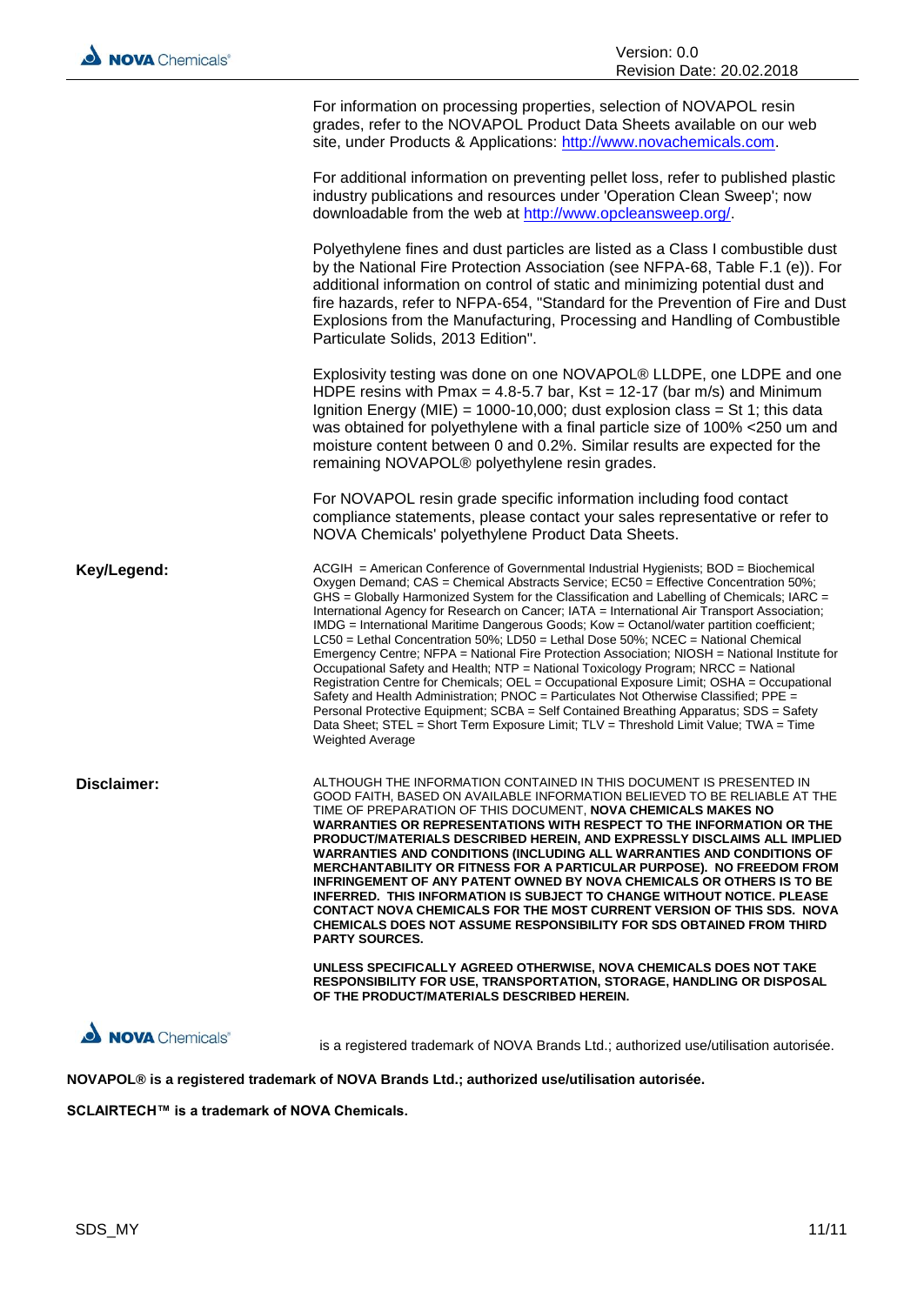For information on processing properties, selection of NOVAPOL resin grades, refer to the NOVAPOL Product Data Sheets available on our web site, under Products & Applications: http://www.novachemicals.com.

For additional information on preventing pellet loss, refer to published plastic industry publications and resources under 'Operation Clean Sweep'; now downloadable from the web at http://www.opcleansweep.org/.

Polyethylene fines and dust particles are listed as a Class I combustible dust by the National Fire Protection Association (see NFPA-68, Table F.1 (e)). For additional information on control of static and minimizing potential dust and fire hazards, refer to NFPA-654, "Standard for the Prevention of Fire and Dust Explosions from the Manufacturing, Processing and Handling of Combustible Particulate Solids, 2013 Edition".

Explosivity testing was done on one NOVAPOL® LLDPE, one LDPE and one HDPE resins with Pmax = 4.8-5.7 bar, Kst = 12-17 (bar m/s) and Minimum Ignition Energy (MIE) = 1000-10,000; dust explosion class = St 1; this data was obtained for polyethylene with a final particle size of 100% <250 um and moisture content between 0 and 0.2%. Similar results are expected for the remaining NOVAPOL® polyethylene resin grades.

For NOVAPOL resin grade specific information including food contact compliance statements, please contact your sales representative or refer to NOVA Chemicals' polyethylene Product Data Sheets.

**Key/Legend:**

ACGIH = American Conference of Governmental Industrial Hygienists; BOD = Biochemical Oxygen Demand; CAS = Chemical Abstracts Service; EC50 = Effective Concentration 50%; GHS = Globally Harmonized System for the Classification and Labelling of Chemicals; IARC = International Agency for Research on Cancer; IATA = International Air Transport Association; IMDG = International Maritime Dangerous Goods; Kow = Octanol/water partition coefficient; LC50 = Lethal Concentration 50%; LD50 = Lethal Dose 50%; NCEC = National Chemical Emergency Centre; NFPA = National Fire Protection Association; NIOSH = National Institute for Occupational Safety and Health; NTP = National Toxicology Program; NRCC = National Registration Centre for Chemicals; OEL = Occupational Exposure Limit; OSHA = Occupational Safety and Health Administration; PNOC = Particulates Not Otherwise Classified; PPE = Personal Protective Equipment; SCBA = Self Contained Breathing Apparatus; SDS = Safety Data Sheet; STEL = Short Term Exposure Limit; TLV = Threshold Limit Value; TWA = Time Weighted Average

**Disclaimer:**

ALTHOUGH THE INFORMATION CONTAINED IN THIS DOCUMENT IS PRESENTED IN GOOD FAITH, BASED ON AVAILABLE INFORMATION BELIEVED TO BE RELIABLE AT THE TIME OF PREPARATION OF THIS DOCUMENT, **NOVA CHEMICALS MAKES NO WARRANTIES OR REPRESENTATIONS WITH RESPECT TO THE INFORMATION OR THE PRODUCT/MATERIALS DESCRIBED HEREIN, AND EXPRESSLY DISCLAIMS ALL IMPLIED WARRANTIES AND CONDITIONS (INCLUDING ALL WARRANTIES AND CONDITIONS OF MERCHANTABILITY OR FITNESS FOR A PARTICULAR PURPOSE). NO FREEDOM FROM INFRINGEMENT OF ANY PATENT OWNED BY NOVA CHEMICALS OR OTHERS IS TO BE INFERRED. THIS INFORMATION IS SUBJECT TO CHANGE WITHOUT NOTICE. PLEASE CONTACT NOVA CHEMICALS FOR THE MOST CURRENT VERSION OF THIS SDS. NOVA CHEMICALS DOES NOT ASSUME RESPONSIBILITY FOR SDS OBTAINED FROM THIRD PARTY SOURCES.**

**UNLESS SPECIFICALLY AGREED OTHERWISE, NOVA CHEMICALS DOES NOT TAKE RESPONSIBILITY FOR USE, TRANSPORTATION, STORAGE, HANDLING OR DISPOSAL OF THE PRODUCT/MATERIALS DESCRIBED HEREIN.**

NOVA Chemicals® is a registered trademark of NOVA Brands Ltd.; authorized use/utilisation autorisée.

**NOVAPOL® is a registered trademark of NOVA Brands Ltd.; authorized use/utilisation autorisée.**

**SCLAIRTECH™ is a trademark of NOVA Chemicals.**